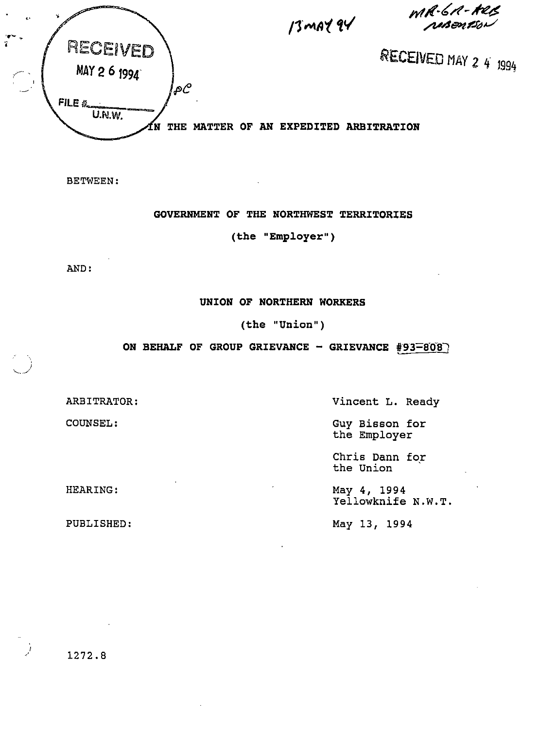RECEIVED
MAY 26 1994
FILE #
U.N.W.

13 MAY 94

MR-6R-ARB ROBERTSON

RECEIVED MAY 24 1994

IN THE MATTER OF AN EXPEDITED ARBITRATION

BETWEEN:

**GOVERNMENT OF THE NORTHWEST TERRITORIES**

**(the "Employer")**

AND:

**UNION OF NORTHERN WORKERS**

**(the "Union")**

**ON BEHALF OF GROUP GRIEVANCE - GRIEVANCE #93-808**

| | |
|---|---|
| ARBITRATOR: | Vincent L. Ready |
| COUNSEL: | Guy Bisson for the Employer |
| | Chris Dann for the Union |
| HEARING: | May 4, 1994 Yellowknife N.W.T. |
| PUBLISHED: | May 13, 1994 |

1272.8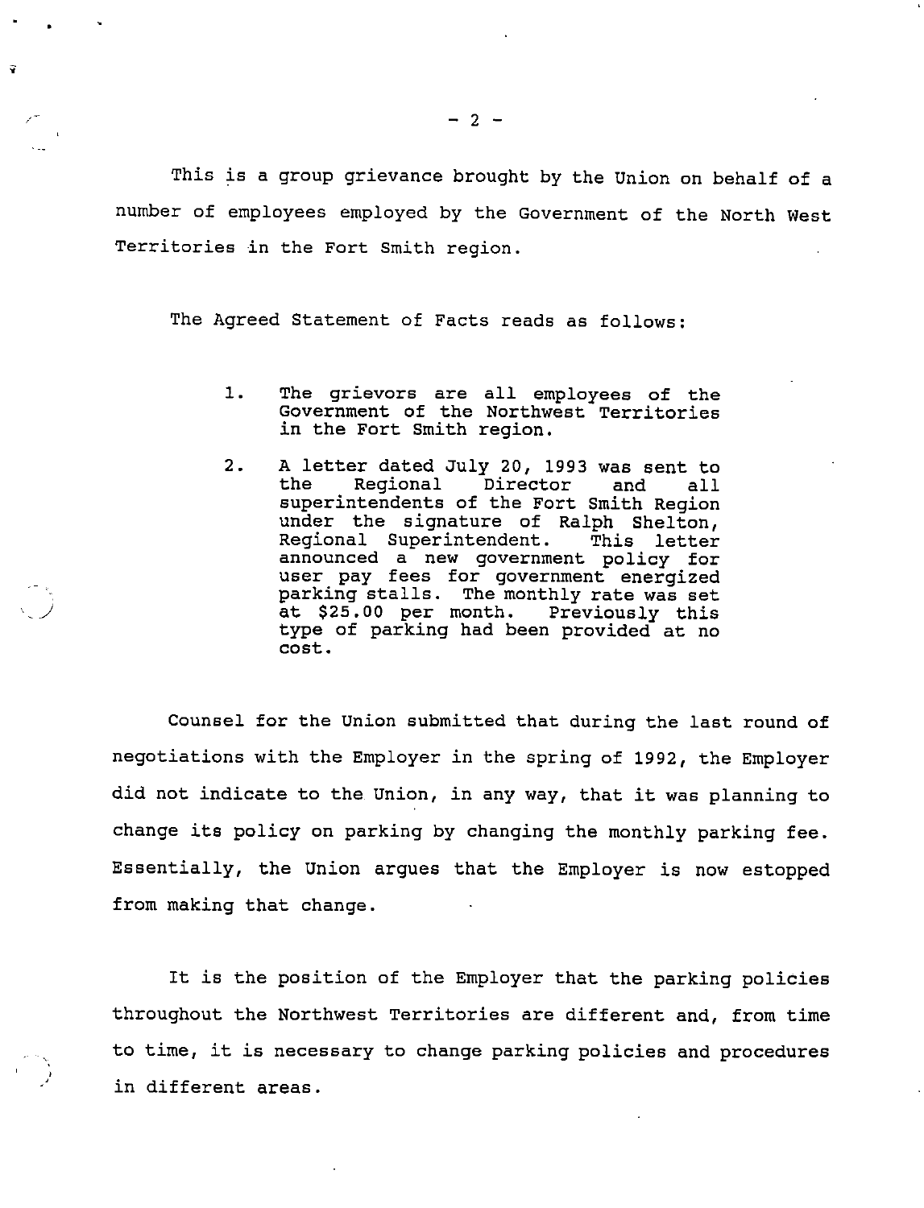This is a group grievance brought by the Union on behalf of a number of employees employed by the Government of the North West Territories in the Fort Smith region.

The Agreed Statement of Facts reads as follows:

> 1. The grievors are all employees of the Government of the Northwest Territories in the Fort Smith region.
>
> 2. A letter dated July 20, 1993 was sent to the Regional Director and all superintendents of the Fort Smith Region under the signature of Ralph Shelton, Regional Superintendent. This letter announced a new government policy for user pay fees for government energized parking stalls. The monthly rate was set at $25.00 per month. Previously this type of parking had been provided at no cost.

Counsel for the Union submitted that during the last round of negotiations with the Employer in the spring of 1992, the Employer did not indicate to the Union, in any way, that it was planning to change its policy on parking by changing the monthly parking fee. Essentially, the Union argues that the Employer is now estopped from making that change.

It is the position of the Employer that the parking policies throughout the Northwest Territories are different and, from time to time, it is necessary to change parking policies and procedures in different areas.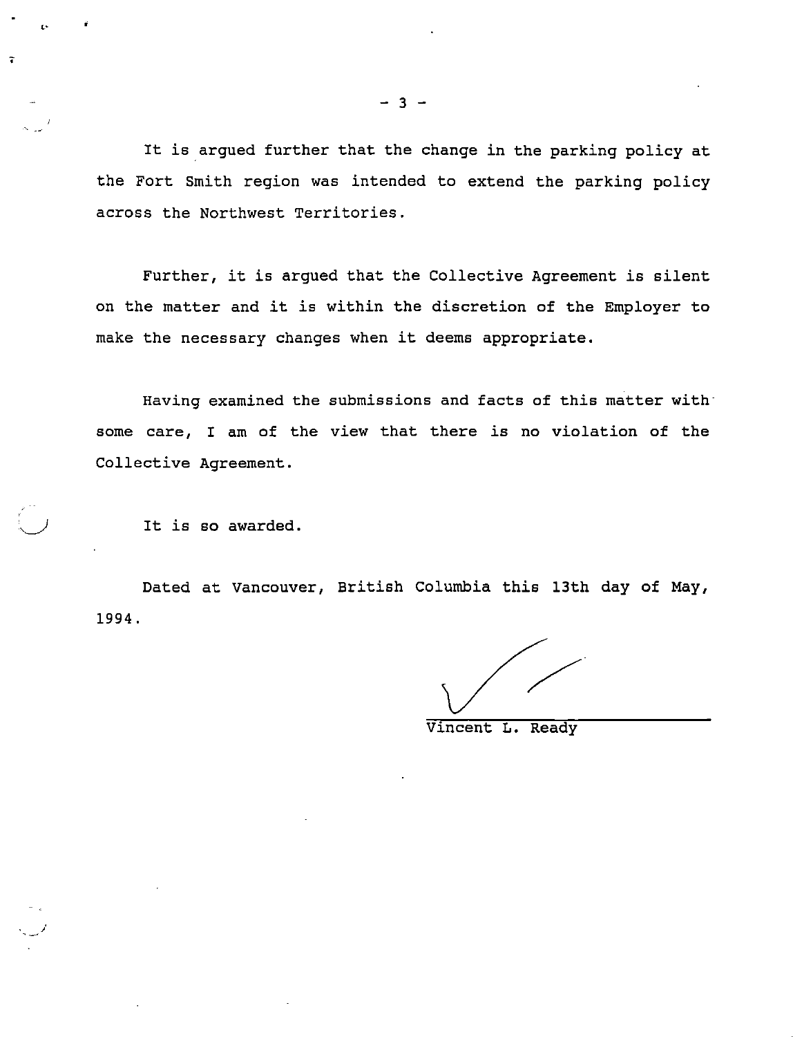It is argued further that the change in the parking policy at the Fort Smith region was intended to extend the parking policy across the Northwest Territories.

Further, it is argued that the Collective Agreement is silent on the matter and it is within the discretion of the Employer to make the necessary changes when it deems appropriate.

Having examined the submissions and facts of this matter with some care, I am of the view that there is no violation of the Collective Agreement.

It is so awarded.

Dated at Vancouver, British Columbia this 13th day of May, 1994.

Vincent L. Ready